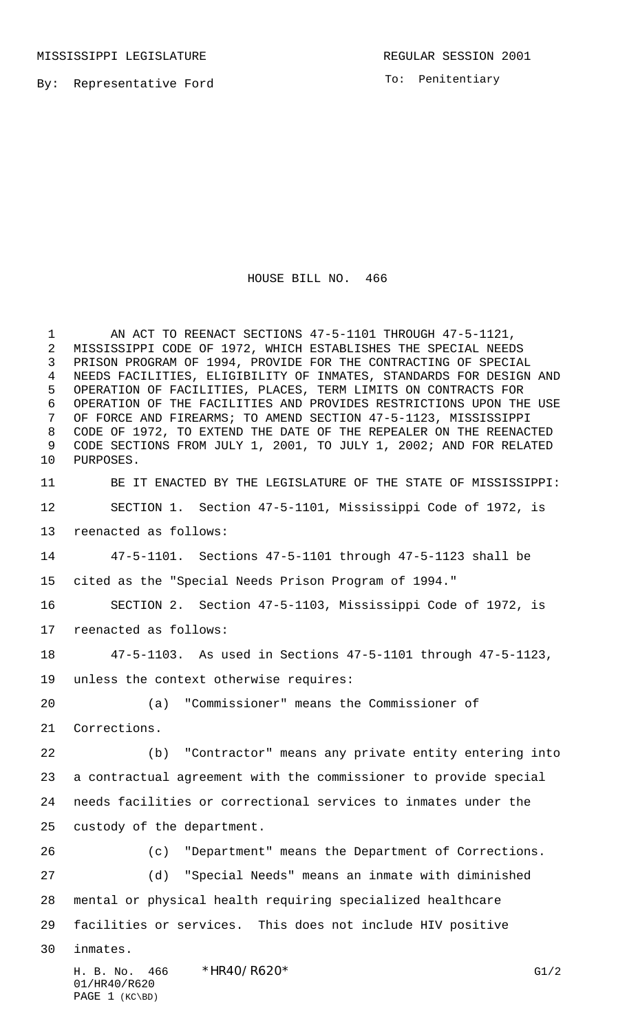MISSISSIPPI LEGISLATURE REGULAR SESSION 2001

By: Representative Ford

To: Penitentiary

# HOUSE BILL NO. 466

AN ACT TO REENACT SECTIONS 47-5-1101 THROUGH 47-5-1121, MISSISSIPPI CODE OF 1972, WHICH ESTABLISHES THE SPECIAL NEEDS PRISON PROGRAM OF 1994, PROVIDE FOR THE CONTRACTING OF SPECIAL NEEDS FACILITIES, ELIGIBILITY OF INMATES, STANDARDS FOR DESIGN AND OPERATION OF FACILITIES, PLACES, TERM LIMITS ON CONTRACTS FOR OPERATION OF THE FACILITIES AND PROVIDES RESTRICTIONS UPON THE USE OF FORCE AND FIREARMS; TO AMEND SECTION 47-5-1123, MISSISSIPPI CODE OF 1972, TO EXTEND THE DATE OF THE REPEALER ON THE REENACTED CODE SECTIONS FROM JULY 1, 2001, TO JULY 1, 2002; AND FOR RELATED PURPOSES.

BE IT ENACTED BY THE LEGISLATURE OF THE STATE OF MISSISSIPPI:

SECTION 1. Section 47-5-1101, Mississippi Code of 1972, is reenacted as follows:

47-5-1101. Sections 47-5-1101 through 47-5-1123 shall be cited as the "Special Needs Prison Program of 1994."

SECTION 2. Section 47-5-1103, Mississippi Code of 1972, is reenacted as follows:

47-5-1103. As used in Sections 47-5-1101 through 47-5-1123, unless the context otherwise requires:

(a) "Commissioner" means the Commissioner of Corrections.

(b) "Contractor" means any private entity entering into a contractual agreement with the commissioner to provide special needs facilities or correctional services to inmates under the custody of the department.

(c) "Department" means the Department of Corrections.

(d) "Special Needs" means an inmate with diminished mental or physical health requiring specialized healthcare facilities or services. This does not include HIV positive inmates.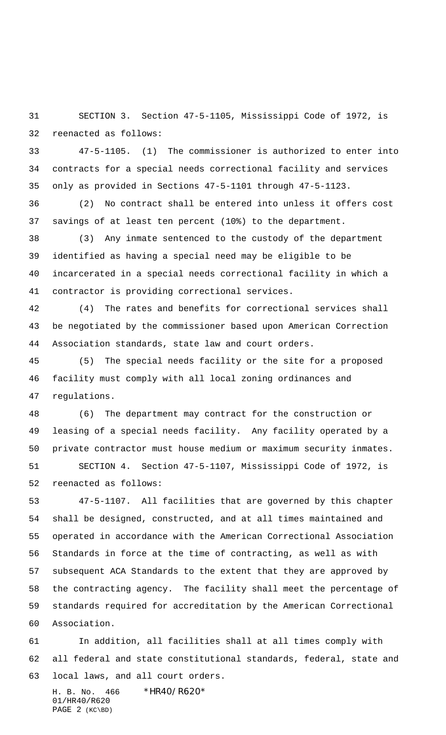SECTION 3. Section 47-5-1105, Mississippi Code of 1972, is reenacted as follows:

47-5-1105. (1) The commissioner is authorized to enter into contracts for a special needs correctional facility and services only as provided in Sections 47-5-1101 through 47-5-1123.

(2) No contract shall be entered into unless it offers cost savings of at least ten percent (10%) to the department.

(3) Any inmate sentenced to the custody of the department identified as having a special need may be eligible to be incarcerated in a special needs correctional facility in which a contractor is providing correctional services.

(4) The rates and benefits for correctional services shall be negotiated by the commissioner based upon American Correction Association standards, state law and court orders.

(5) The special needs facility or the site for a proposed facility must comply with all local zoning ordinances and regulations.

(6) The department may contract for the construction or leasing of a special needs facility. Any facility operated by a private contractor must house medium or maximum security inmates.

SECTION 4. Section 47-5-1107, Mississippi Code of 1972, is reenacted as follows:

47-5-1107. All facilities that are governed by this chapter shall be designed, constructed, and at all times maintained and operated in accordance with the American Correctional Association Standards in force at the time of contracting, as well as with subsequent ACA Standards to the extent that they are approved by the contracting agency. The facility shall meet the percentage of standards required for accreditation by the American Correctional Association.

In addition, all facilities shall at all times comply with all federal and state constitutional standards, federal, state and local laws, and all court orders.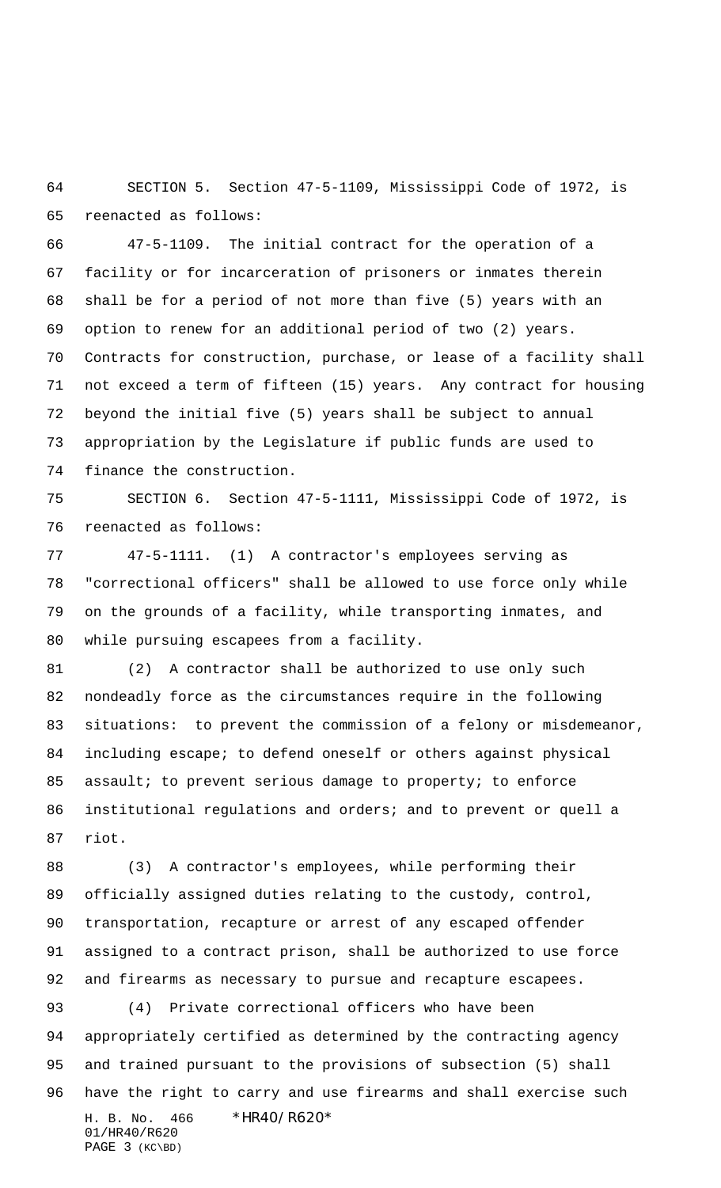SECTION 5. Section 47-5-1109, Mississippi Code of 1972, is reenacted as follows:

47-5-1109. The initial contract for the operation of a facility or for incarceration of prisoners or inmates therein shall be for a period of not more than five (5) years with an option to renew for an additional period of two (2) years. Contracts for construction, purchase, or lease of a facility shall not exceed a term of fifteen (15) years. Any contract for housing beyond the initial five (5) years shall be subject to annual appropriation by the Legislature if public funds are used to finance the construction.

SECTION 6. Section 47-5-1111, Mississippi Code of 1972, is reenacted as follows:

47-5-1111. (1) A contractor's employees serving as "correctional officers" shall be allowed to use force only while on the grounds of a facility, while transporting inmates, and while pursuing escapees from a facility.

(2) A contractor shall be authorized to use only such nondeadly force as the circumstances require in the following situations: to prevent the commission of a felony or misdemeanor, including escape; to defend oneself or others against physical assault; to prevent serious damage to property; to enforce institutional regulations and orders; and to prevent or quell a riot.

(3) A contractor's employees, while performing their officially assigned duties relating to the custody, control, transportation, recapture or arrest of any escaped offender assigned to a contract prison, shall be authorized to use force and firearms as necessary to pursue and recapture escapees.

(4) Private correctional officers who have been appropriately certified as determined by the contracting agency and trained pursuant to the provisions of subsection (5) shall have the right to carry and use firearms and shall exercise such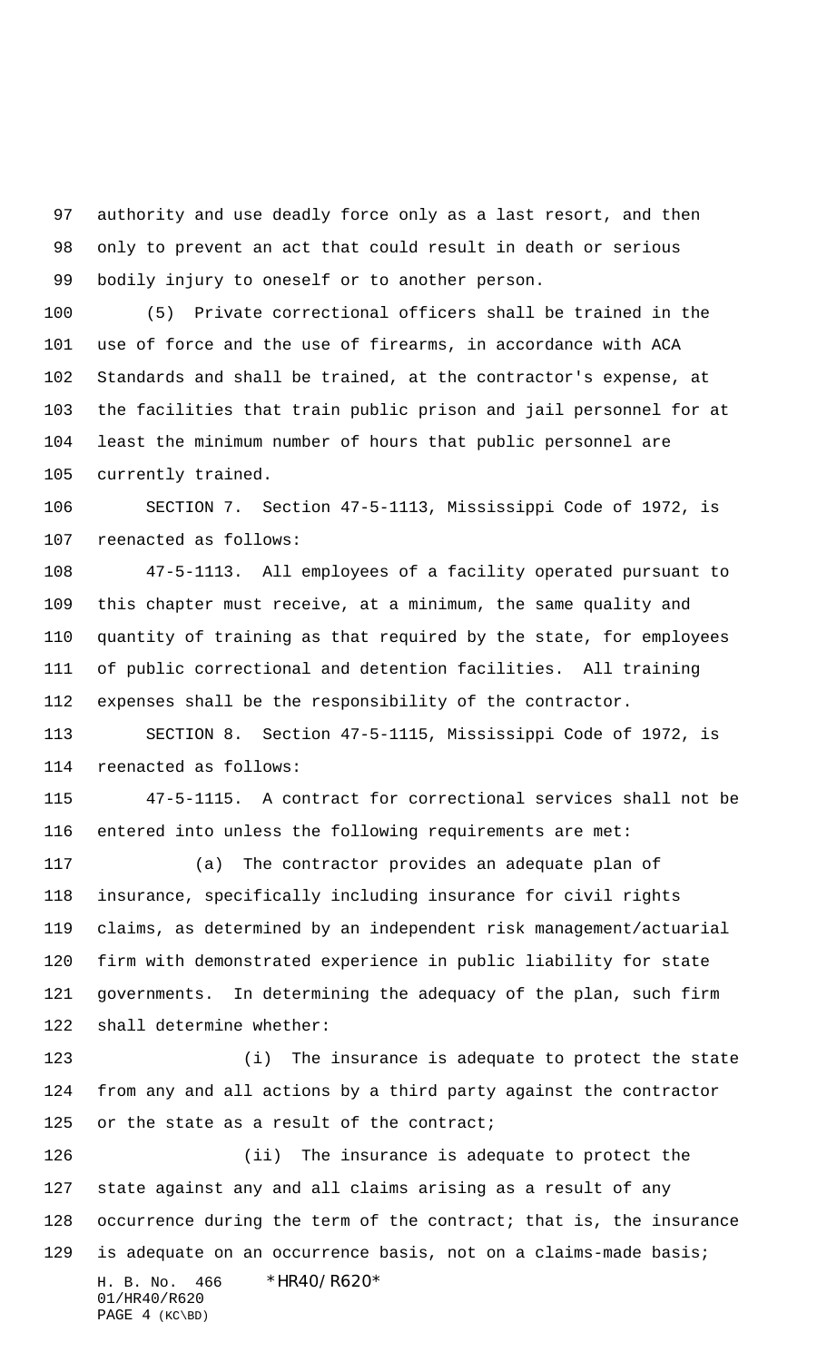authority and use deadly force only as a last resort, and then only to prevent an act that could result in death or serious bodily injury to oneself or to another person.

(5) Private correctional officers shall be trained in the use of force and the use of firearms, in accordance with ACA Standards and shall be trained, at the contractor's expense, at the facilities that train public prison and jail personnel for at least the minimum number of hours that public personnel are currently trained.

SECTION 7. Section 47-5-1113, Mississippi Code of 1972, is reenacted as follows:

47-5-1113. All employees of a facility operated pursuant to this chapter must receive, at a minimum, the same quality and quantity of training as that required by the state, for employees of public correctional and detention facilities. All training expenses shall be the responsibility of the contractor.

SECTION 8. Section 47-5-1115, Mississippi Code of 1972, is reenacted as follows:

47-5-1115. A contract for correctional services shall not be entered into unless the following requirements are met:

(a) The contractor provides an adequate plan of insurance, specifically including insurance for civil rights claims, as determined by an independent risk management/actuarial firm with demonstrated experience in public liability for state governments. In determining the adequacy of the plan, such firm shall determine whether:

(i) The insurance is adequate to protect the state from any and all actions by a third party against the contractor or the state as a result of the contract;

(ii) The insurance is adequate to protect the state against any and all claims arising as a result of any occurrence during the term of the contract; that is, the insurance is adequate on an occurrence basis, not on a claims-made basis;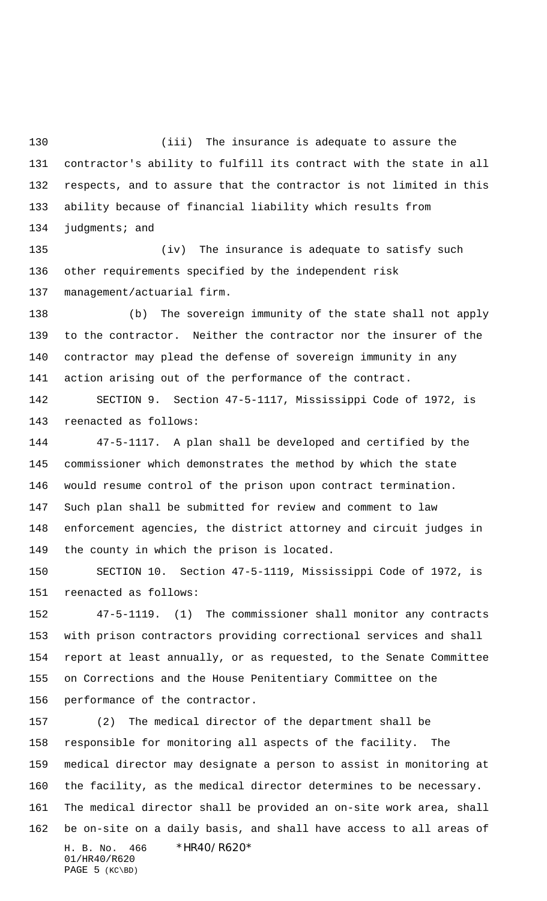(iii) The insurance is adequate to assure the contractor's ability to fulfill its contract with the state in all respects, and to assure that the contractor is not limited in this ability because of financial liability which results from judgments; and

(iv) The insurance is adequate to satisfy such other requirements specified by the independent risk management/actuarial firm.

(b) The sovereign immunity of the state shall not apply to the contractor. Neither the contractor nor the insurer of the contractor may plead the defense of sovereign immunity in any action arising out of the performance of the contract.

SECTION 9. Section 47-5-1117, Mississippi Code of 1972, is reenacted as follows:

47-5-1117. A plan shall be developed and certified by the commissioner which demonstrates the method by which the state would resume control of the prison upon contract termination. Such plan shall be submitted for review and comment to law enforcement agencies, the district attorney and circuit judges in the county in which the prison is located.

SECTION 10. Section 47-5-1119, Mississippi Code of 1972, is reenacted as follows:

47-5-1119. (1) The commissioner shall monitor any contracts with prison contractors providing correctional services and shall report at least annually, or as requested, to the Senate Committee on Corrections and the House Penitentiary Committee on the performance of the contractor.

(2) The medical director of the department shall be responsible for monitoring all aspects of the facility. The medical director may designate a person to assist in monitoring at the facility, as the medical director determines to be necessary. The medical director shall be provided an on-site work area, shall be on-site on a daily basis, and shall have access to all areas of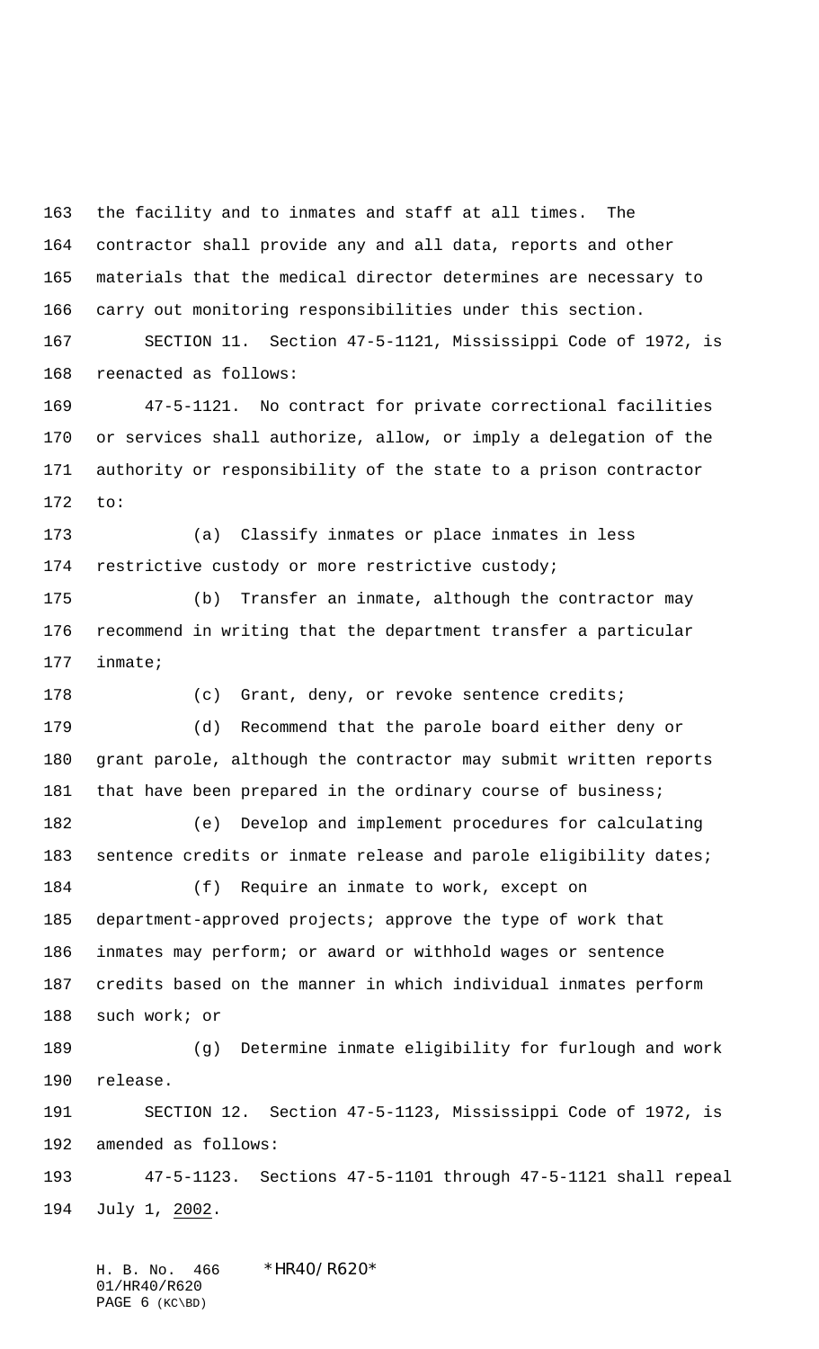the facility and to inmates and staff at all times. The contractor shall provide any and all data, reports and other materials that the medical director determines are necessary to carry out monitoring responsibilities under this section.

SECTION 11. Section 47-5-1121, Mississippi Code of 1972, is reenacted as follows:

47-5-1121. No contract for private correctional facilities or services shall authorize, allow, or imply a delegation of the authority or responsibility of the state to a prison contractor to:

(a) Classify inmates or place inmates in less restrictive custody or more restrictive custody;

(b) Transfer an inmate, although the contractor may recommend in writing that the department transfer a particular inmate;

(c) Grant, deny, or revoke sentence credits;

(d) Recommend that the parole board either deny or grant parole, although the contractor may submit written reports that have been prepared in the ordinary course of business;

(e) Develop and implement procedures for calculating sentence credits or inmate release and parole eligibility dates;

(f) Require an inmate to work, except on department-approved projects; approve the type of work that inmates may perform; or award or withhold wages or sentence credits based on the manner in which individual inmates perform such work; or

(g) Determine inmate eligibility for furlough and work release.

SECTION 12. Section 47-5-1123, Mississippi Code of 1972, is amended as follows:

47-5-1123. Sections 47-5-1101 through 47-5-1121 shall repeal July 1, 2002.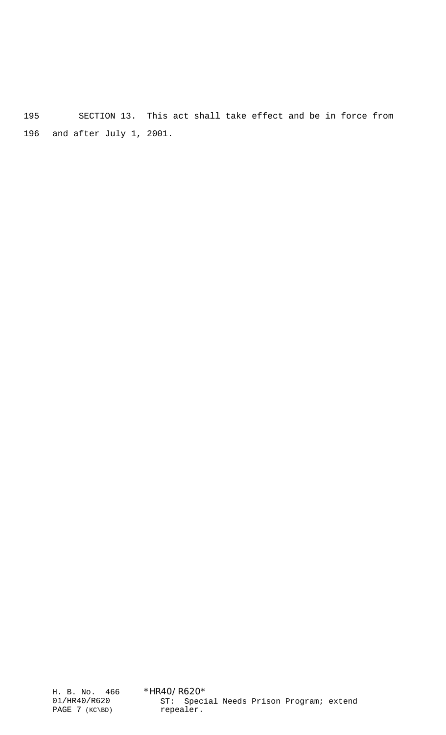195 SECTION 13. This act shall take effect and be in force from

196 and after July 1, 2001.